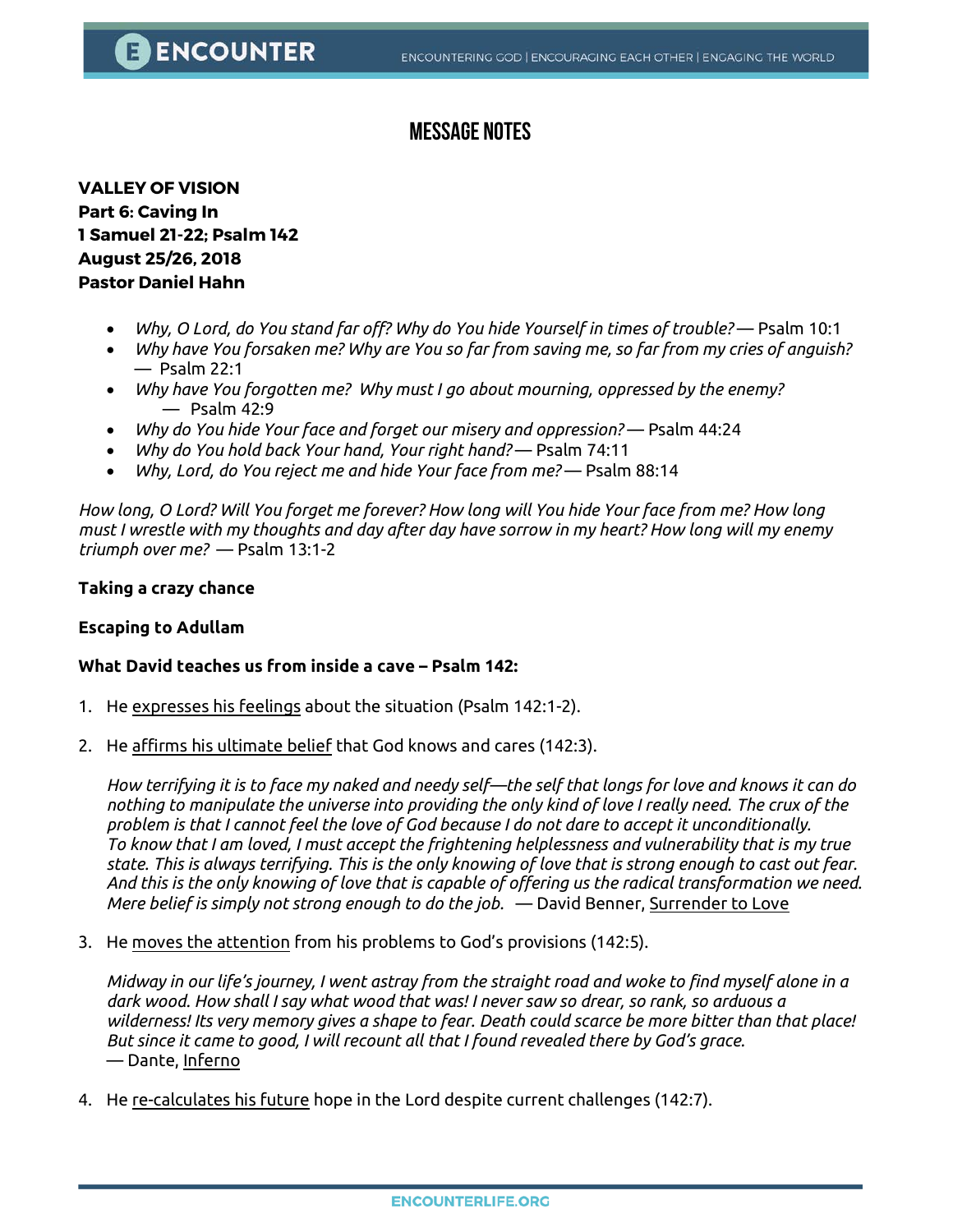# MESSAGE NOTES

**VALLEY OF VISION**
**Part 6: Caving In**
**1 Samuel 21-22; Psalm 142**
**August 25/26, 2018**
**Pastor Daniel Hahn**

- *Why, O Lord, do You stand far off? Why do You hide Yourself in times of trouble?* — Psalm 10:1
- *Why have You forsaken me? Why are You so far from saving me, so far from my cries of anguish?* — Psalm 22:1
- *Why have You forgotten me? Why must I go about mourning, oppressed by the enemy?* — Psalm 42:9
- *Why do You hide Your face and forget our misery and oppression?* — Psalm 44:24
- *Why do You hold back Your hand, Your right hand?* — Psalm 74:11
- *Why, Lord, do You reject me and hide Your face from me?* — Psalm 88:14

*How long, O Lord? Will You forget me forever? How long will You hide Your face from me? How long must I wrestle with my thoughts and day after day have sorrow in my heart? How long will my enemy triumph over me?* — Psalm 13:1-2

**Taking a crazy chance**

**Escaping to Adullam**

**What David teaches us from inside a cave – Psalm 142:**

1. He <u>expresses his feelings</u> about the situation (Psalm 142:1-2).

2. He <u>affirms his ultimate belief</u> that God knows and cares (142:3).

   *How terrifying it is to face my naked and needy self—the self that longs for love and knows it can do nothing to manipulate the universe into providing the only kind of love I really need. The crux of the problem is that I cannot feel the love of God because I do not dare to accept it unconditionally. To know that I am loved, I must accept the frightening helplessness and vulnerability that is my true state. This is always terrifying. This is the only knowing of love that is strong enough to cast out fear. And this is the only knowing of love that is capable of offering us the radical transformation we need. Mere belief is simply not strong enough to do the job.* — David Benner, <u>Surrender to Love</u>

3. He <u>moves the attention</u> from his problems to God's provisions (142:5).

   *Midway in our life's journey, I went astray from the straight road and woke to find myself alone in a dark wood. How shall I say what wood that was! I never saw so drear, so rank, so arduous a wilderness! Its very memory gives a shape to fear. Death could scarce be more bitter than that place! But since it came to good, I will recount all that I found revealed there by God's grace.*
   — Dante, <u>Inferno</u>

4. He <u>re-calculates his future</u> hope in the Lord despite current challenges (142:7).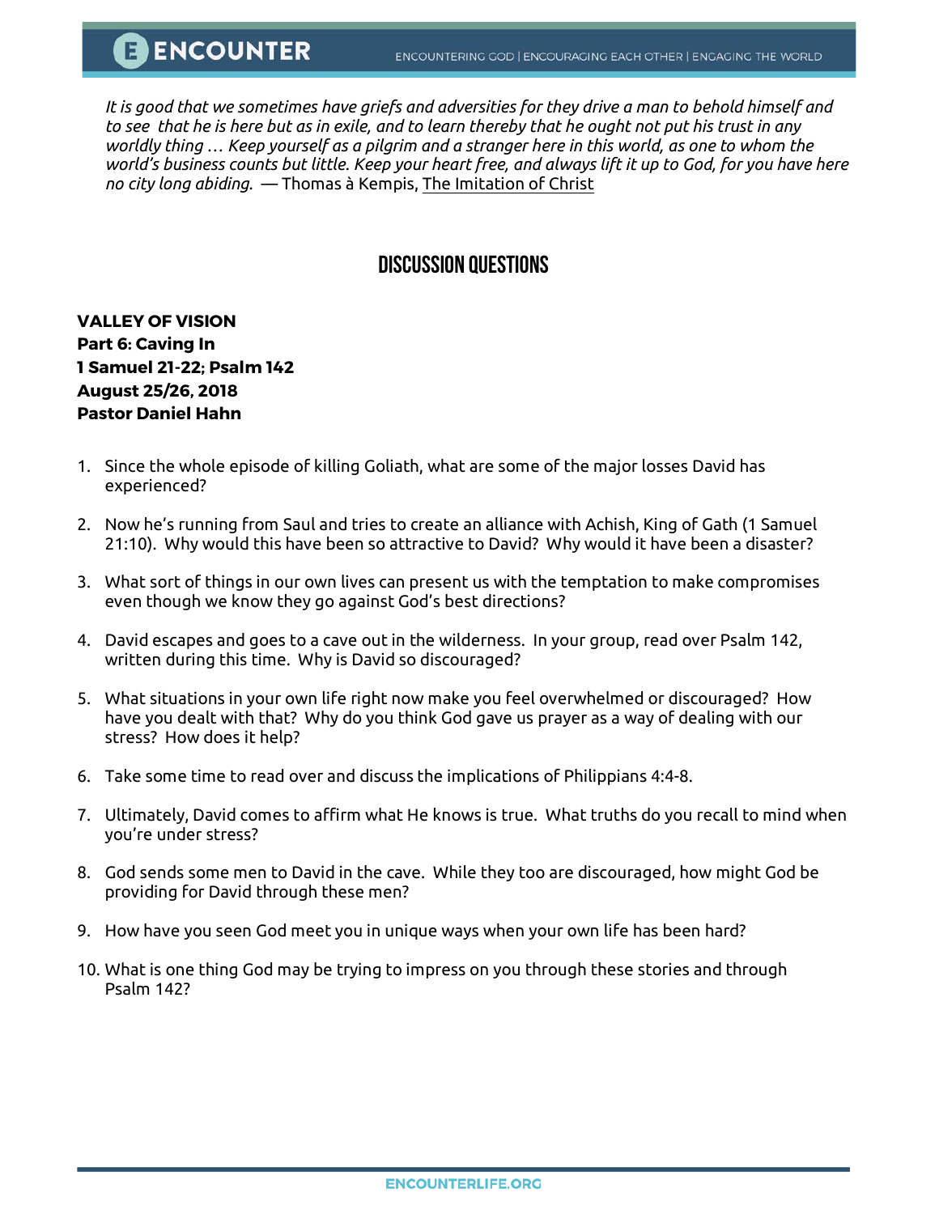*It is good that we sometimes have griefs and adversities for they drive a man to behold himself and to see that he is here but as in exile, and to learn thereby that he ought not put his trust in any worldly thing … Keep yourself as a pilgrim and a stranger here in this world, as one to whom the world's business counts but little. Keep your heart free, and always lift it up to God, for you have here no city long abiding.* — Thomas à Kempis, The Imitation of Christ

## DISCUSSION QUESTIONS

**VALLEY OF VISION**
**Part 6: Caving In**
**1 Samuel 21-22; Psalm 142**
**August 25/26, 2018**
**Pastor Daniel Hahn**

1. Since the whole episode of killing Goliath, what are some of the major losses David has experienced?

2. Now he's running from Saul and tries to create an alliance with Achish, King of Gath (1 Samuel 21:10). Why would this have been so attractive to David? Why would it have been a disaster?

3. What sort of things in our own lives can present us with the temptation to make compromises even though we know they go against God's best directions?

4. David escapes and goes to a cave out in the wilderness. In your group, read over Psalm 142, written during this time. Why is David so discouraged?

5. What situations in your own life right now make you feel overwhelmed or discouraged? How have you dealt with that? Why do you think God gave us prayer as a way of dealing with our stress? How does it help?

6. Take some time to read over and discuss the implications of Philippians 4:4-8.

7. Ultimately, David comes to affirm what He knows is true. What truths do you recall to mind when you're under stress?

8. God sends some men to David in the cave. While they too are discouraged, how might God be providing for David through these men?

9. How have you seen God meet you in unique ways when your own life has been hard?

10. What is one thing God may be trying to impress on you through these stories and through Psalm 142?